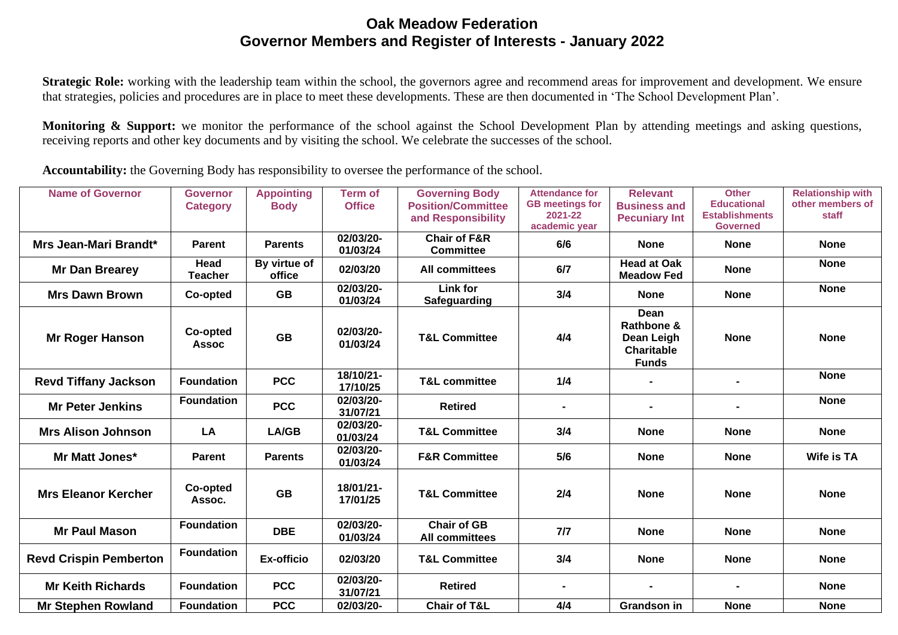# Oak Meadow Federation
## Governor Members and Register of Interests - January 2022

**Strategic Role:** working with the leadership team within the school, the governors agree and recommend areas for improvement and development. We ensure that strategies, policies and procedures are in place to meet these developments. These are then documented in 'The School Development Plan'.

**Monitoring & Support:** we monitor the performance of the school against the School Development Plan by attending meetings and asking questions, receiving reports and other key documents and by visiting the school. We celebrate the successes of the school.

**Accountability:** the Governing Body has responsibility to oversee the performance of the school.

| Name of Governor | Governor Category | Appointing Body | Term of Office | Governing Body Position/Committee and Responsibility | Attendance for GB meetings for 2021-22 academic year | Relevant Business and Pecuniary Int | Other Educational Establishments Governed | Relationship with other members of staff |
|---|---|---|---|---|---|---|---|---|
| Mrs Jean-Mari Brandt* | Parent | Parents | 02/03/20-01/03/24 | Chair of F&R Committee | 6/6 | None | None | None |
| Mr Dan Brearey | Head Teacher | By virtue of office | 02/03/20 | All committees | 6/7 | Head at Oak Meadow Fed | None | None |
| Mrs Dawn Brown | Co-opted | GB | 02/03/20-01/03/24 | Link for Safeguarding | 3/4 | None | None | None |
| Mr Roger Hanson | Co-opted Assoc | GB | 02/03/20-01/03/24 | T&L Committee | 4/4 | Dean Rathbone & Dean Leigh Charitable Funds | None | None |
| Revd Tiffany Jackson | Foundation | PCC | 18/10/21-17/10/25 | T&L committee | 1/4 | - | - | None |
| Mr Peter Jenkins | Foundation | PCC | 02/03/20-31/07/21 | Retired | - | - | - | None |
| Mrs Alison Johnson | LA | LA/GB | 02/03/20-01/03/24 | T&L Committee | 3/4 | None | None | None |
| Mr Matt Jones* | Parent | Parents | 02/03/20-01/03/24 | F&R Committee | 5/6 | None | None | Wife is TA |
| Mrs Eleanor Kercher | Co-opted Assoc. | GB | 18/01/21-17/01/25 | T&L Committee | 2/4 | None | None | None |
| Mr Paul Mason | Foundation | DBE | 02/03/20-01/03/24 | Chair of GB All committees | 7/7 | None | None | None |
| Revd Crispin Pemberton | Foundation | Ex-officio | 02/03/20 | T&L Committee | 3/4 | None | None | None |
| Mr Keith Richards | Foundation | PCC | 02/03/20-31/07/21 | Retired | - | - | - | None |
| Mr Stephen Rowland | Foundation | PCC | 02/03/20- | Chair of T&L | 4/4 | Grandson in | None | None |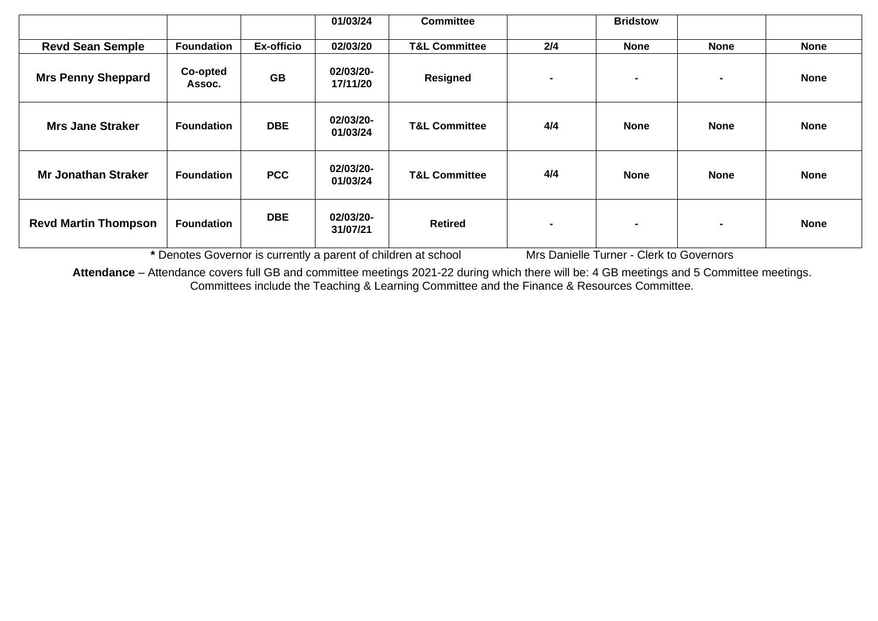| | | | | | | | | |
|---|---|---|---|---|---|---|---|---|
| | | | 01/03/24 | Committee | | Bridstow | | |
| **Revd Sean Semple** | **Foundation** | **Ex-officio** | **02/03/20** | **T&L Committee** | **2/4** | **None** | **None** | **None** |
| **Mrs Penny Sheppard** | **Co-opted Assoc.** | **GB** | **02/03/20-17/11/20** | **Resigned** | **-** | **-** | **-** | **None** |
| **Mrs Jane Straker** | **Foundation** | **DBE** | **02/03/20-01/03/24** | **T&L Committee** | **4/4** | **None** | **None** | **None** |
| **Mr Jonathan Straker** | **Foundation** | **PCC** | **02/03/20-01/03/24** | **T&L Committee** | **4/4** | **None** | **None** | **None** |
| **Revd Martin Thompson** | **Foundation** | **DBE** | **02/03/20-31/07/21** | **Retired** | **-** | **-** | **-** | **None** |

**\*** Denotes Governor is currently a parent of children at school Mrs Danielle Turner - Clerk to Governors

**Attendance** – Attendance covers full GB and committee meetings 2021-22 during which there will be: 4 GB meetings and 5 Committee meetings. Committees include the Teaching & Learning Committee and the Finance & Resources Committee.